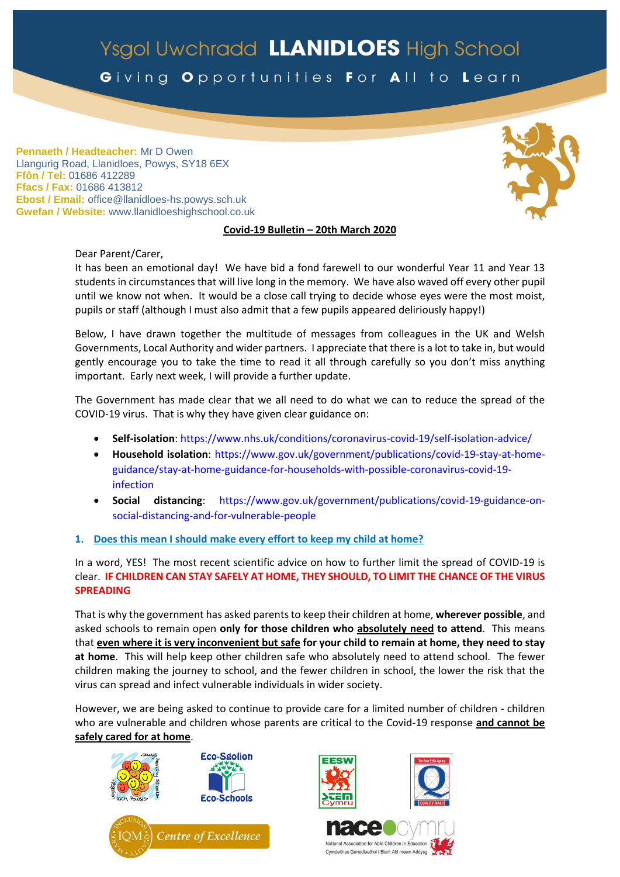# Ysgol Uwchradd LLANIDLOES High School

**Giving Opportunities For All to Learn**

**Pennaeth / Headteacher:** Mr D Owen
Llangurig Road, Llanidloes, Powys, SY18 6EX
**Ffôn / Tel:** 01686 412289
**Ffacs / Fax:** 01686 413812
**Ebost / Email:** office@llanidloes-hs.powys.sch.uk
**Gwefan / Website:** www.llanidloeshighschool.co.uk

## Covid-19 Bulletin – 20th March 2020

Dear Parent/Carer,

It has been an emotional day! We have bid a fond farewell to our wonderful Year 11 and Year 13 students in circumstances that will live long in the memory. We have also waved off every other pupil until we know not when. It would be a close call trying to decide whose eyes were the most moist, pupils or staff (although I must also admit that a few pupils appeared deliriously happy!)

Below, I have drawn together the multitude of messages from colleagues in the UK and Welsh Governments, Local Authority and wider partners. I appreciate that there is a lot to take in, but would gently encourage you to take the time to read it all through carefully so you don't miss anything important. Early next week, I will provide a further update.

The Government has made clear that we all need to do what we can to reduce the spread of the COVID-19 virus. That is why they have given clear guidance on:

- **Self-isolation**: https://www.nhs.uk/conditions/coronavirus-covid-19/self-isolation-advice/
- **Household isolation**: https://www.gov.uk/government/publications/covid-19-stay-at-home-guidance/stay-at-home-guidance-for-households-with-possible-coronavirus-covid-19-infection
- **Social distancing**: https://www.gov.uk/government/publications/covid-19-guidance-on-social-distancing-and-for-vulnerable-people

### 1. Does this mean I should make every effort to keep my child at home?

In a word, YES! The most recent scientific advice on how to further limit the spread of COVID-19 is clear. **IF CHILDREN CAN STAY SAFELY AT HOME, THEY SHOULD, TO LIMIT THE CHANCE OF THE VIRUS SPREADING**

That is why the government has asked parents to keep their children at home, **wherever possible**, and asked schools to remain open **only for those children who absolutely need to attend**. This means that **even where it is very inconvenient but safe for your child to remain at home, they need to stay at home**. This will help keep other children safe who absolutely need to attend school. The fewer children making the journey to school, and the fewer children in school, the lower the risk that the virus can spread and infect vulnerable individuals in wider society.

However, we are being asked to continue to provide care for a limited number of children - children who are vulnerable and children whose parents are critical to the Covid-19 response **and cannot be safely cared for at home**.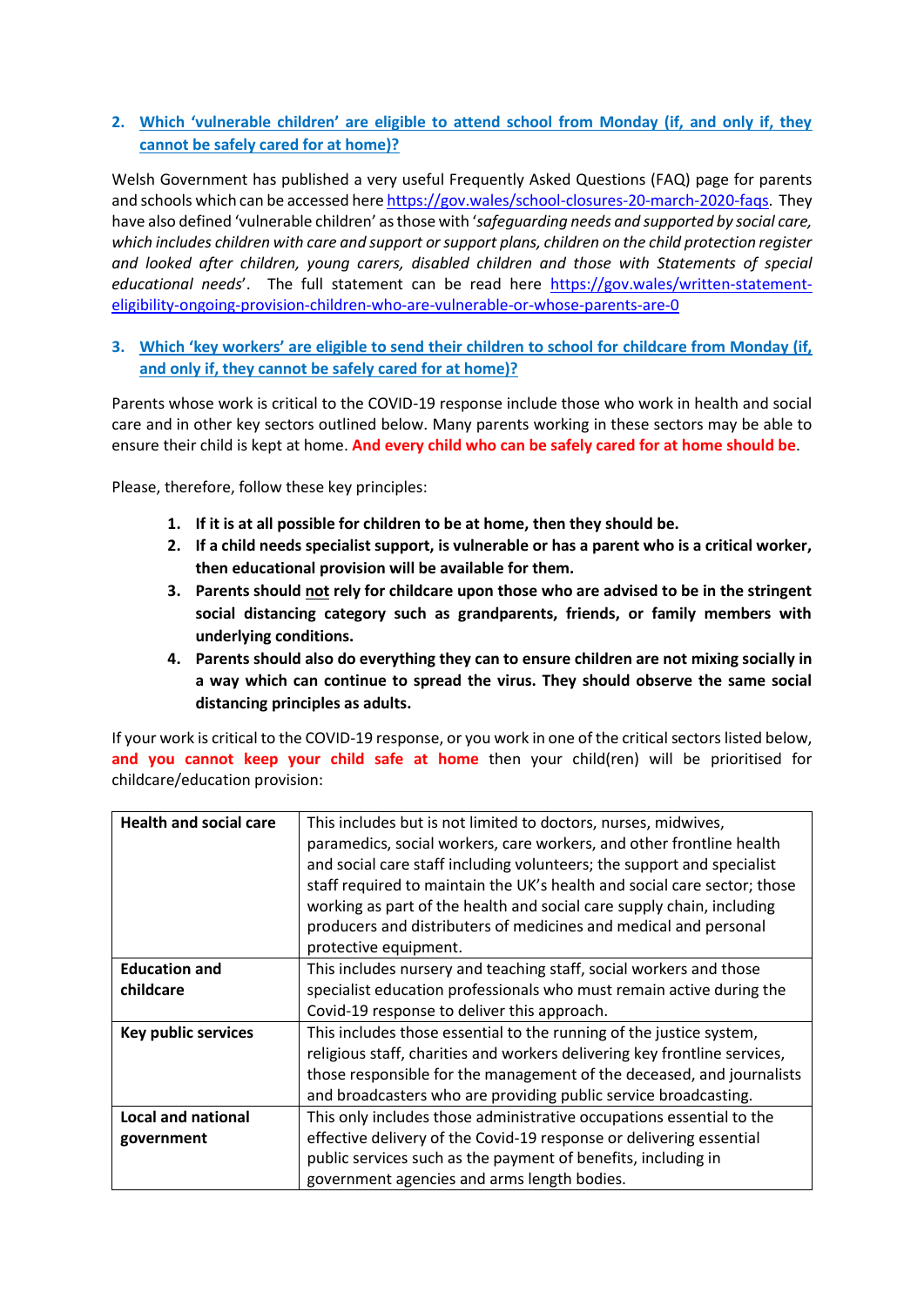## 2. Which 'vulnerable children' are eligible to attend school from Monday (if, and only if, they cannot be safely cared for at home)?

Welsh Government has published a very useful Frequently Asked Questions (FAQ) page for parents and schools which can be accessed here https://gov.wales/school-closures-20-march-2020-faqs. They have also defined 'vulnerable children' as those with '*safeguarding needs and supported by social care, which includes children with care and support or support plans, children on the child protection register and looked after children, young carers, disabled children and those with Statements of special educational needs*'. The full statement can be read here https://gov.wales/written-statement-eligibility-ongoing-provision-children-who-are-vulnerable-or-whose-parents-are-0

## 3. Which 'key workers' are eligible to send their children to school for childcare from Monday (if, and only if, they cannot be safely cared for at home)?

Parents whose work is critical to the COVID-19 response include those who work in health and social care and in other key sectors outlined below. Many parents working in these sectors may be able to ensure their child is kept at home. **And every child who can be safely cared for at home should be**.

Please, therefore, follow these key principles:

1. **If it is at all possible for children to be at home, then they should be.**
2. **If a child needs specialist support, is vulnerable or has a parent who is a critical worker, then educational provision will be available for them.**
3. **Parents should not rely for childcare upon those who are advised to be in the stringent social distancing category such as grandparents, friends, or family members with underlying conditions.**
4. **Parents should also do everything they can to ensure children are not mixing socially in a way which can continue to spread the virus. They should observe the same social distancing principles as adults.**

If your work is critical to the COVID-19 response, or you work in one of the critical sectors listed below, **and you cannot keep your child safe at home** then your child(ren) will be prioritised for childcare/education provision:

| | |
|---|---|
| **Health and social care** | This includes but is not limited to doctors, nurses, midwives, paramedics, social workers, care workers, and other frontline health and social care staff including volunteers; the support and specialist staff required to maintain the UK's health and social care sector; those working as part of the health and social care supply chain, including producers and distributers of medicines and medical and personal protective equipment. |
| **Education and childcare** | This includes nursery and teaching staff, social workers and those specialist education professionals who must remain active during the Covid-19 response to deliver this approach. |
| **Key public services** | This includes those essential to the running of the justice system, religious staff, charities and workers delivering key frontline services, those responsible for the management of the deceased, and journalists and broadcasters who are providing public service broadcasting. |
| **Local and national government** | This only includes those administrative occupations essential to the effective delivery of the Covid-19 response or delivering essential public services such as the payment of benefits, including in government agencies and arms length bodies. |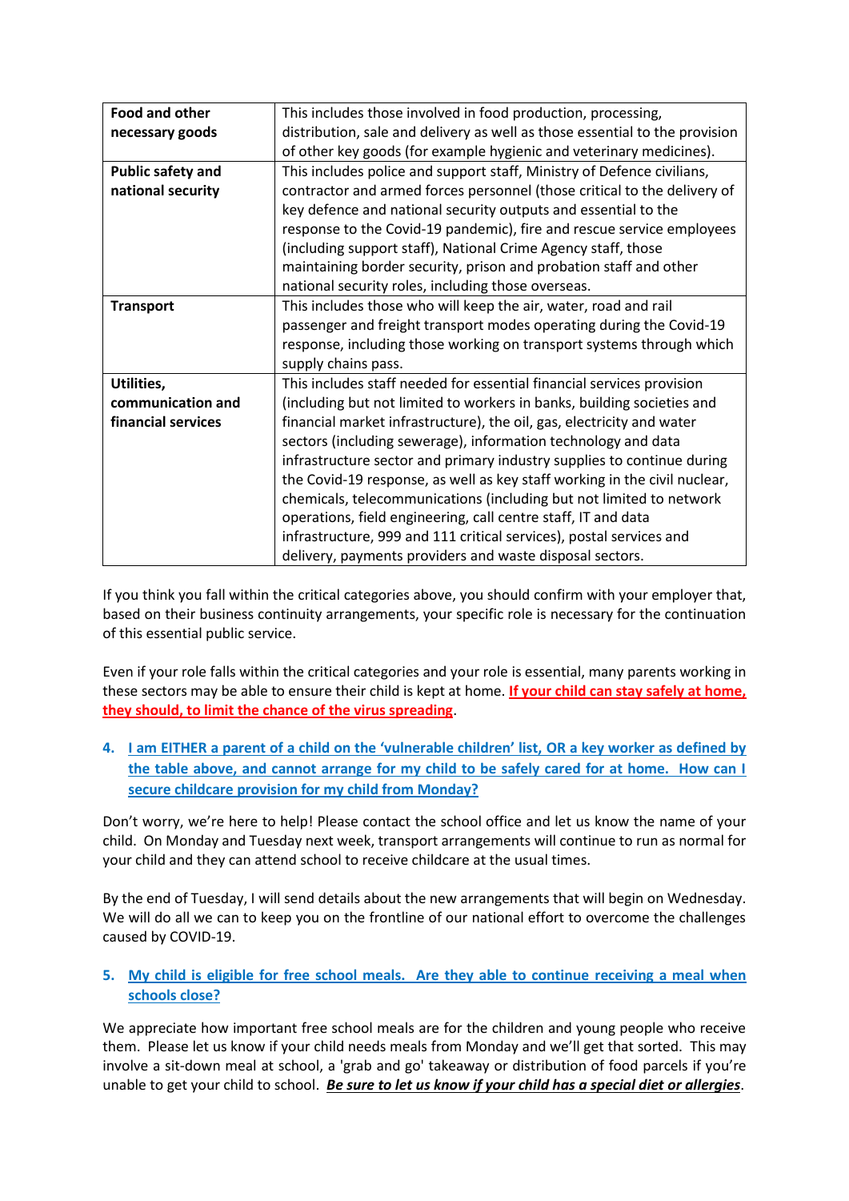| | |
|---|---|
| **Food and other necessary goods** | This includes those involved in food production, processing, distribution, sale and delivery as well as those essential to the provision of other key goods (for example hygienic and veterinary medicines). |
| **Public safety and national security** | This includes police and support staff, Ministry of Defence civilians, contractor and armed forces personnel (those critical to the delivery of key defence and national security outputs and essential to the response to the Covid-19 pandemic), fire and rescue service employees (including support staff), National Crime Agency staff, those maintaining border security, prison and probation staff and other national security roles, including those overseas. |
| **Transport** | This includes those who will keep the air, water, road and rail passenger and freight transport modes operating during the Covid-19 response, including those working on transport systems through which supply chains pass. |
| **Utilities, communication and financial services** | This includes staff needed for essential financial services provision (including but not limited to workers in banks, building societies and financial market infrastructure), the oil, gas, electricity and water sectors (including sewerage), information technology and data infrastructure sector and primary industry supplies to continue during the Covid-19 response, as well as key staff working in the civil nuclear, chemicals, telecommunications (including but not limited to network operations, field engineering, call centre staff, IT and data infrastructure, 999 and 111 critical services), postal services and delivery, payments providers and waste disposal sectors. |

If you think you fall within the critical categories above, you should confirm with your employer that, based on their business continuity arrangements, your specific role is necessary for the continuation of this essential public service.

Even if your role falls within the critical categories and your role is essential, many parents working in these sectors may be able to ensure their child is kept at home. **If your child can stay safely at home, they should, to limit the chance of the virus spreading**.

### 4. I am EITHER a parent of a child on the 'vulnerable children' list, OR a key worker as defined by the table above, and cannot arrange for my child to be safely cared for at home. How can I secure childcare provision for my child from Monday?

Don't worry, we're here to help! Please contact the school office and let us know the name of your child. On Monday and Tuesday next week, transport arrangements will continue to run as normal for your child and they can attend school to receive childcare at the usual times.

By the end of Tuesday, I will send details about the new arrangements that will begin on Wednesday. We will do all we can to keep you on the frontline of our national effort to overcome the challenges caused by COVID-19.

### 5. My child is eligible for free school meals. Are they able to continue receiving a meal when schools close?

We appreciate how important free school meals are for the children and young people who receive them. Please let us know if your child needs meals from Monday and we'll get that sorted. This may involve a sit-down meal at school, a 'grab and go' takeaway or distribution of food parcels if you're unable to get your child to school. ***Be sure to let us know if your child has a special diet or allergies***.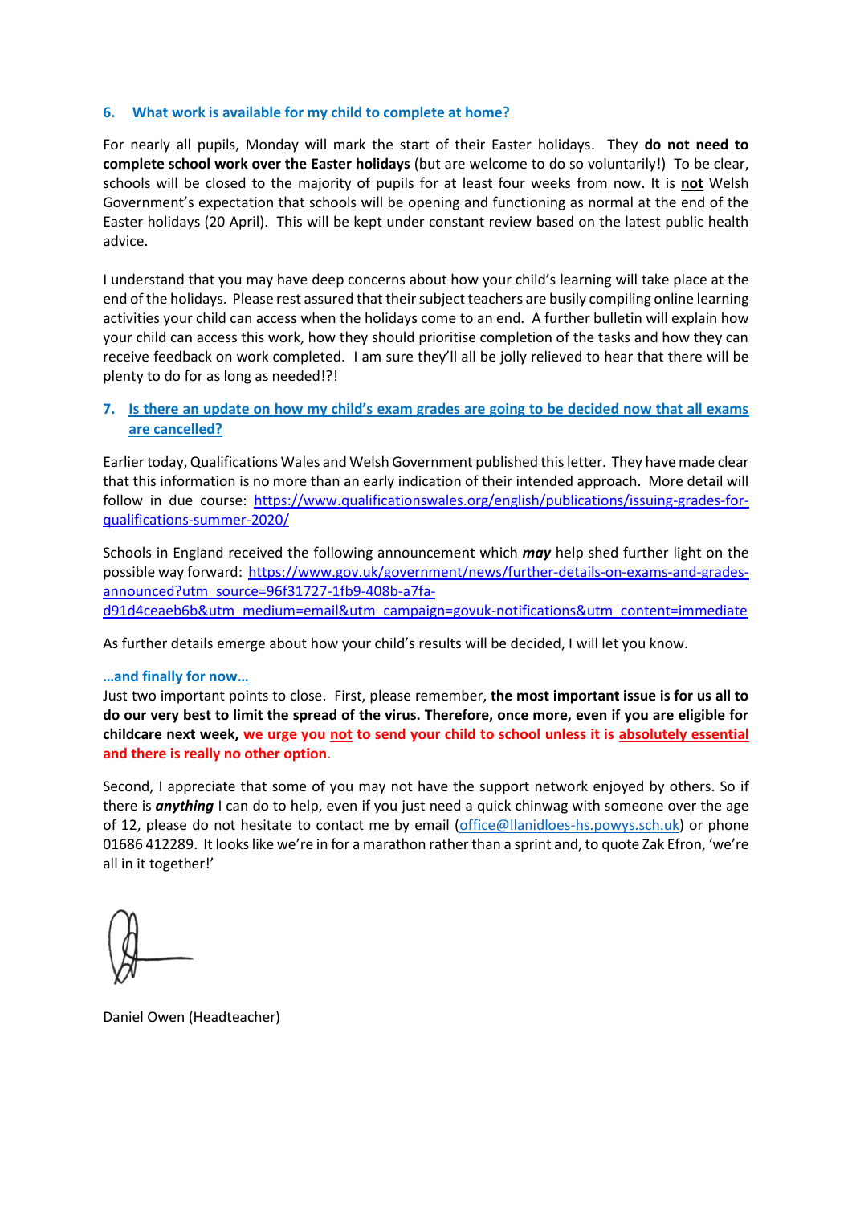### 6. What work is available for my child to complete at home?

For nearly all pupils, Monday will mark the start of their Easter holidays. They **do not need to complete school work over the Easter holidays** (but are welcome to do so voluntarily!) To be clear, schools will be closed to the majority of pupils for at least four weeks from now. It is **not** Welsh Government's expectation that schools will be opening and functioning as normal at the end of the Easter holidays (20 April). This will be kept under constant review based on the latest public health advice.

I understand that you may have deep concerns about how your child's learning will take place at the end of the holidays. Please rest assured that their subject teachers are busily compiling online learning activities your child can access when the holidays come to an end. A further bulletin will explain how your child can access this work, how they should prioritise completion of the tasks and how they can receive feedback on work completed. I am sure they'll all be jolly relieved to hear that there will be plenty to do for as long as needed!?!

### 7. Is there an update on how my child's exam grades are going to be decided now that all exams are cancelled?

Earlier today, Qualifications Wales and Welsh Government published this letter. They have made clear that this information is no more than an early indication of their intended approach. More detail will follow in due course: https://www.qualificationswales.org/english/publications/issuing-grades-for-qualifications-summer-2020/

Schools in England received the following announcement which ***may*** help shed further light on the possible way forward: https://www.gov.uk/government/news/further-details-on-exams-and-grades-announced?utm_source=96f31727-1fb9-408b-a7fa-d91d4ceaeb6b&utm_medium=email&utm_campaign=govuk-notifications&utm_content=immediate

As further details emerge about how your child's results will be decided, I will let you know.

**…and finally for now…**

Just two important points to close. First, please remember, **the most important issue is for us all to do our very best to limit the spread of the virus. Therefore, once more, even if you are eligible for childcare next week, we urge you not to send your child to school unless it is absolutely essential and there is really no other option**.

Second, I appreciate that some of you may not have the support network enjoyed by others. So if there is ***anything*** I can do to help, even if you just need a quick chinwag with someone over the age of 12, please do not hesitate to contact me by email (office@llanidloes-hs.powys.sch.uk) or phone 01686 412289. It looks like we're in for a marathon rather than a sprint and, to quote Zak Efron, 'we're all in it together!'

Daniel Owen (Headteacher)